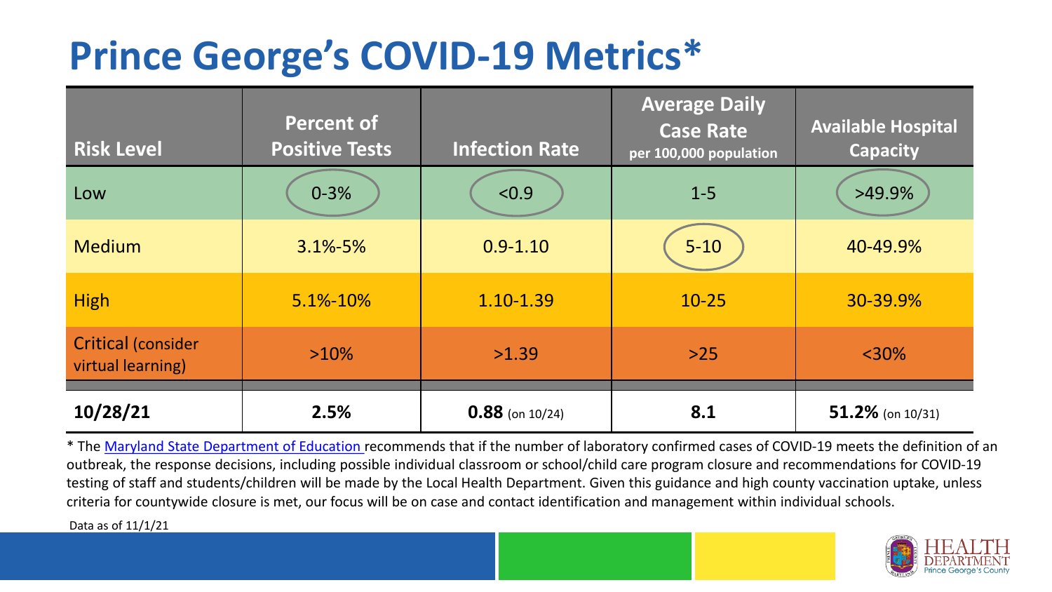# Prince George's COVID-19 Metrics*

| Risk Level | Percent of Positive Tests | Infection Rate | Average Daily Case Rate per 100,000 population | Available Hospital Capacity |
| --- | --- | --- | --- | --- |
| Low | 0-3% | <0.9 | 1-5 | >49.9% |
| Medium | 3.1%-5% | 0.9-1.10 | 5-10 | 40-49.9% |
| High | 5.1%-10% | 1.10-1.39 | 10-25 | 30-39.9% |
| Critical (consider virtual learning) | >10% | >1.39 | >25 | <30% |
| **10/28/21** | **2.5%** | **0.88** (on 10/24) | **8.1** | **51.2%** (on 10/31) |

* The Maryland State Department of Education recommends that if the number of laboratory confirmed cases of COVID-19 meets the definition of an outbreak, the response decisions, including possible individual classroom or school/child care program closure and recommendations for COVID-19 testing of staff and students/children will be made by the Local Health Department. Given this guidance and high county vaccination uptake, unless criteria for countywide closure is met, our focus will be on case and contact identification and management within individual schools.

Data as of 11/1/21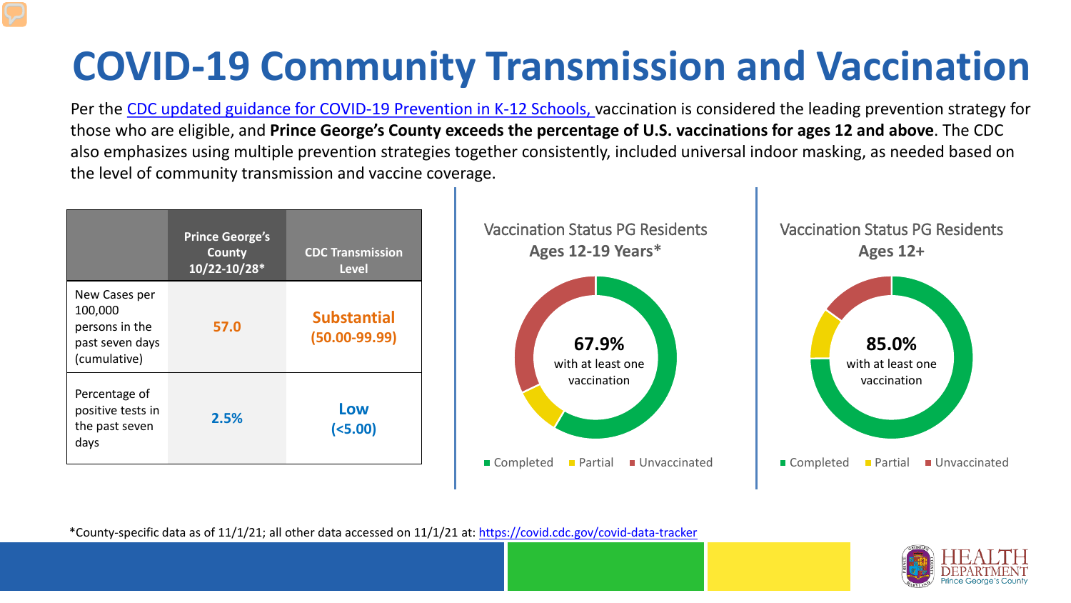# COVID-19 Community Transmission and Vaccination

Per the CDC updated guidance for COVID-19 Prevention in K-12 Schools, vaccination is considered the leading prevention strategy for those who are eligible, and **Prince George's County exceeds the percentage of U.S. vaccinations for ages 12 and above**. The CDC also emphasizes using multiple prevention strategies together consistently, included universal indoor masking, as needed based on the level of community transmission and vaccine coverage.

| | Prince George's County 10/22-10/28* | CDC Transmission Level |
|---|---|---|
| New Cases per 100,000 persons in the past seven days (cumulative) | 57.0 | Substantial (50.00-99.99) |
| Percentage of positive tests in the past seven days | 2.5% | Low (<5.00) |

Vaccination Status PG Residents
Ages 12-19 Years*

67.9% with at least one vaccination

Completed | Partial | Unvaccinated

Vaccination Status PG Residents
Ages 12+

85.0% with at least one vaccination

Completed | Partial | Unvaccinated

*County-specific data as of 11/1/21; all other data accessed on 11/1/21 at: https://covid.cdc.gov/covid-data-tracker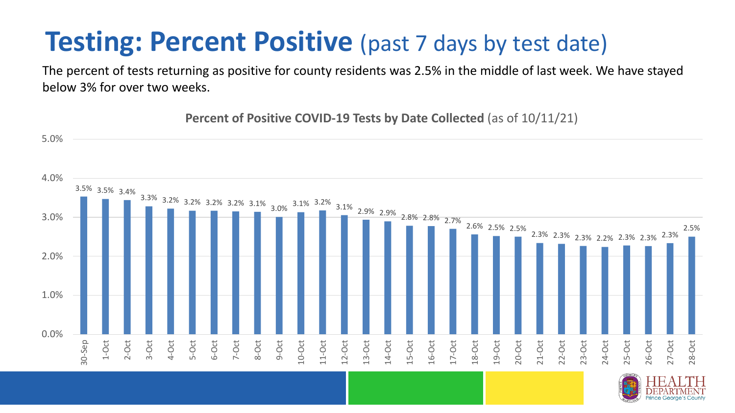# **Testing: Percent Positive** (past 7 days by test date)

The percent of tests returning as positive for county residents was 2.5% in the middle of last week. We have stayed below 3% for over two weeks.

**Percent of Positive COVID-19 Tests by Date Collected** (as of 10/11/21)

| Date | Percent Positive |
|---|---|
| 30-Sep | 3.5% |
| 1-Oct | 3.5% |
| 2-Oct | 3.4% |
| 3-Oct | 3.3% |
| 4-Oct | 3.2% |
| 5-Oct | 3.2% |
| 6-Oct | 3.2% |
| 7-Oct | 3.2% |
| 8-Oct | 3.1% |
| 9-Oct | 3.0% |
| 10-Oct | 3.1% |
| 11-Oct | 3.2% |
| 12-Oct | 3.1% |
| 13-Oct | 2.9% |
| 14-Oct | 2.9% |
| 15-Oct | 2.8% |
| 16-Oct | 2.8% |
| 17-Oct | 2.7% |
| 18-Oct | 2.6% |
| 19-Oct | 2.5% |
| 20-Oct | 2.5% |
| 21-Oct | 2.3% |
| 22-Oct | 2.3% |
| 23-Oct | 2.3% |
| 24-Oct | 2.2% |
| 25-Oct | 2.3% |
| 26-Oct | 2.3% |
| 27-Oct | 2.3% |
| 28-Oct | 2.5% |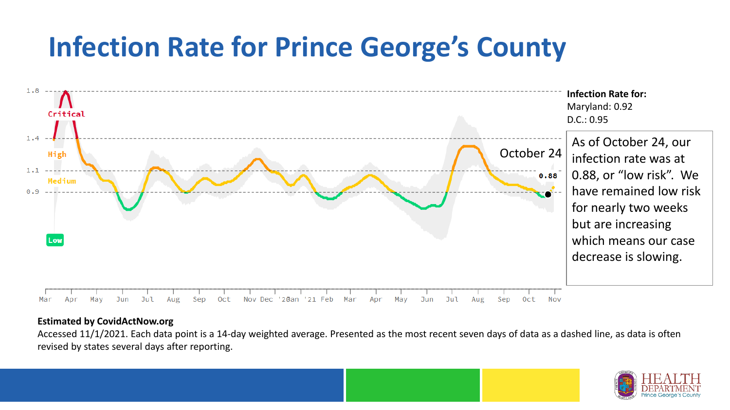# Infection Rate for Prince George's County

**Infection Rate for:**
Maryland: 0.92
D.C.: 0.95

As of October 24, our infection rate was at 0.88, or "low risk". We have remained low risk for nearly two weeks but are increasing which means our case decrease is slowing.

**Estimated by CovidActNow.org**

Accessed 11/1/2021. Each data point is a 14-day weighted average. Presented as the most recent seven days of data as a dashed line, as data is often revised by states several days after reporting.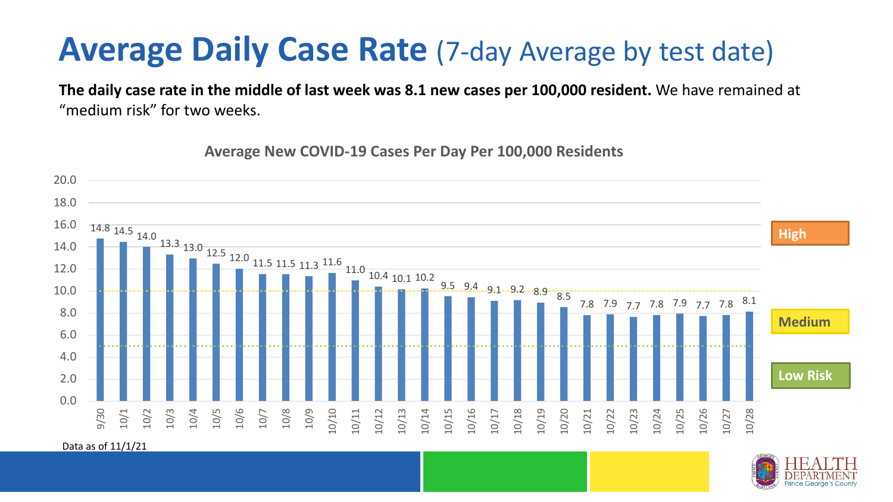# Average Daily Case Rate (7-day Average by test date)

**The daily case rate in the middle of last week was 8.1 new cases per 100,000 resident.** We have remained at "medium risk" for two weeks.

**Average New COVID-19 Cases Per Day Per 100,000 Residents**

| Date | Cases per 100,000 |
| --- | --- |
| 9/30 | 14.8 |
| 10/1 | 14.5 |
| 10/2 | 14.0 |
| 10/3 | 13.3 |
| 10/4 | 13.0 |
| 10/5 | 12.5 |
| 10/6 | 12.0 |
| 10/7 | 11.5 |
| 10/8 | 11.5 |
| 10/9 | 11.3 |
| 10/10 | 11.6 |
| 10/11 | 11.0 |
| 10/12 | 10.4 |
| 10/13 | 10.1 |
| 10/14 | 10.2 |
| 10/15 | 9.5 |
| 10/16 | 9.4 |
| 10/17 | 9.1 |
| 10/18 | 9.2 |
| 10/19 | 8.9 |
| 10/20 | 8.5 |
| 10/21 | 7.8 |
| 10/22 | 7.9 |
| 10/23 | 7.7 |
| 10/24 | 7.8 |
| 10/25 | 7.9 |
| 10/26 | 7.7 |
| 10/27 | 7.8 |
| 10/28 | 8.1 |

High

Medium

Low Risk

Data as of 11/1/21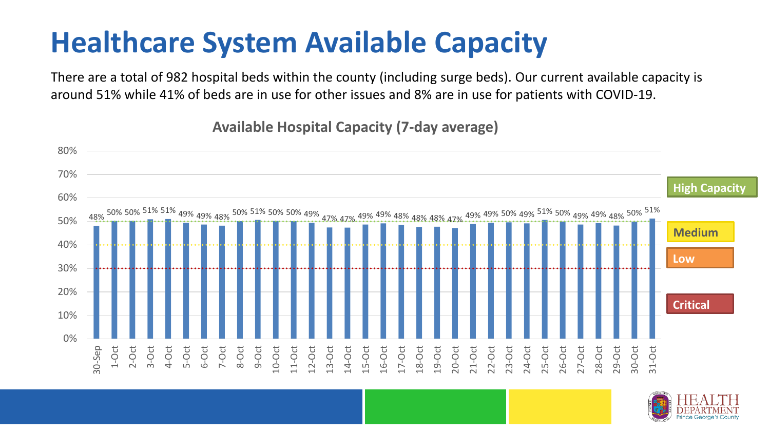# Healthcare System Available Capacity

There are a total of 982 hospital beds within the county (including surge beds). Our current available capacity is around 51% while 41% of beds are in use for other issues and 8% are in use for patients with COVID-19.

Available Hospital Capacity (7-day average)

80%
70%
60%
50%
40%
30%
20%
10%
0%

48% 50% 50% 51% 51% 49% 49% 48% 50% 51% 50% 50% 49% 47% 47% 49% 49% 48% 48% 48% 47% 49% 49% 50% 49% 51% 50% 49% 49% 48% 50% 51%

30-Sep 1-Oct 2-Oct 3-Oct 4-Oct 5-Oct 6-Oct 7-Oct 8-Oct 9-Oct 10-Oct 11-Oct 12-Oct 13-Oct 14-Oct 15-Oct 16-Oct 17-Oct 18-Oct 19-Oct 20-Oct 21-Oct 22-Oct 23-Oct 24-Oct 25-Oct 26-Oct 27-Oct 28-Oct 29-Oct 30-Oct 31-Oct

High Capacity
Medium
Low
Critical